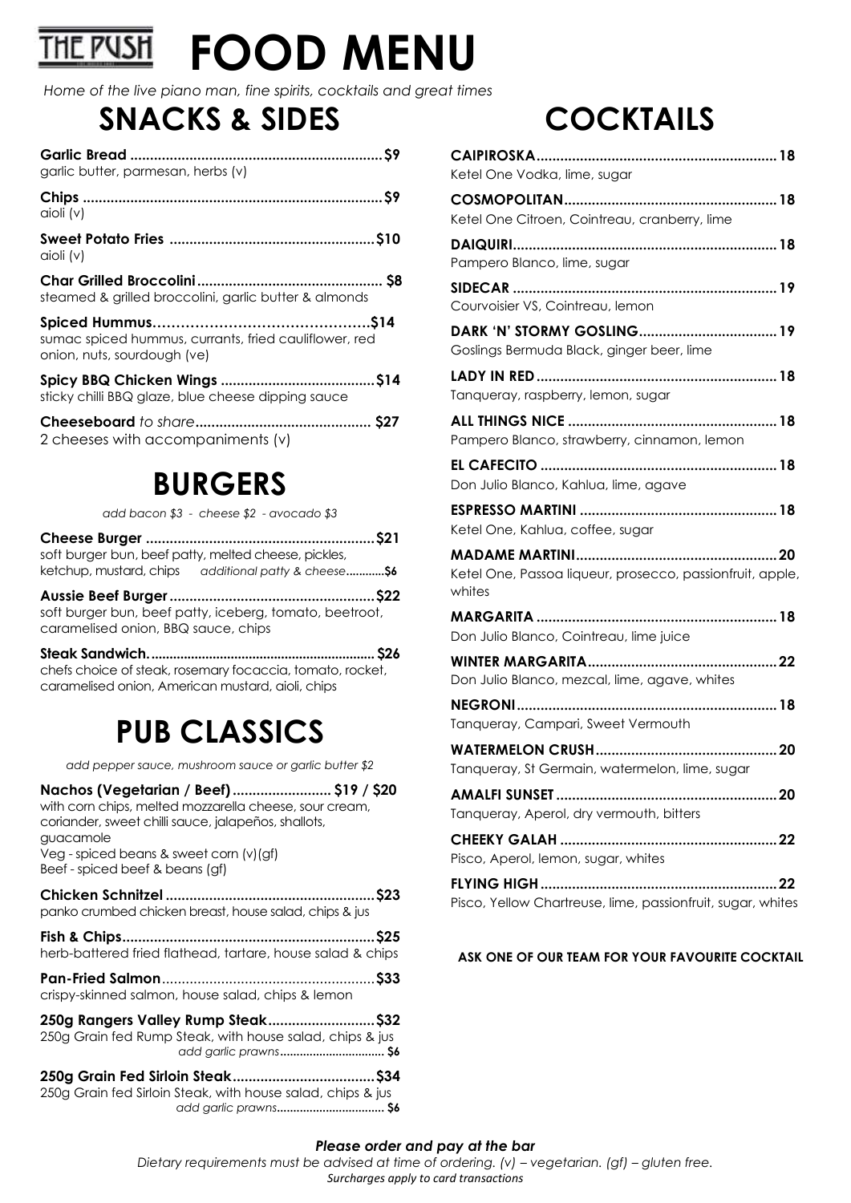# THE PUSH FOOD MENU

*Home of the live piano man, fine spirits, cocktails and great times*

## SNACKS & SIDES

**Garlic Bread** ............................................................... **$9**
garlic butter, parmesan, herbs (v)

**Chips** ............................................................... **$9**
aioli (v)

**Sweet Potato Fries** ............................................................... **$10**
aioli (v)

**Char Grilled Broccolini** ............................................................... **$8**
steamed & grilled broccolini, garlic butter & almonds

**Spiced Hummus**............................................................... **$14**
sumac spiced hummus, currants, fried cauliflower, red onion, nuts, sourdough (ve)

**Spicy BBQ Chicken Wings** ............................................................... **$14**
sticky chilli BBQ glaze, blue cheese dipping sauce

**Cheeseboard** *to share*............................................................... **$27**
2 cheeses with accompaniments (v)

## BURGERS

*add bacon $3 - cheese $2 - avocado $3*

**Cheese Burger** ............................................................... **$21**
soft burger bun, beef patty, melted cheese, pickles, ketchup, mustard, chips *additional patty & cheese*............**$6**

**Aussie Beef Burger** ............................................................... **$22**
soft burger bun, beef patty, iceberg, tomato, beetroot, caramelised onion, BBQ sauce, chips

**Steak Sandwich.** ............................................................... **$26**
chefs choice of steak, rosemary focaccia, tomato, rocket, caramelised onion, American mustard, aioli, chips

## PUB CLASSICS

*add pepper sauce, mushroom sauce or garlic butter $2*

**Nachos (Vegetarian / Beef)** ......................... **$19 / $20**
with corn chips, melted mozzarella cheese, sour cream, coriander, sweet chilli sauce, jalapeños, shallots, guacamole
Veg - spiced beans & sweet corn (v)(gf)
Beef - spiced beef & beans (gf)

**Chicken Schnitzel** ............................................................... **$23**
panko crumbed chicken breast, house salad, chips & jus

**Fish & Chips**............................................................... **$25**
herb-battered fried flathead, tartare, house salad & chips

**Pan-Fried Salmon**............................................................... **$33**
crispy-skinned salmon, house salad, chips & lemon

**250g Rangers Valley Rump Steak**........................... **$32**
250g Grain fed Rump Steak, with house salad, chips & jus
*add garlic prawns*............................... **$6**

**250g Grain Fed Sirloin Steak**.................................... **$34**
250g Grain fed Sirloin Steak, with house salad, chips & jus
*add garlic prawns*............................... **$6**

## COCKTAILS

**CAIPIROSKA**............................................................... **18**
Ketel One Vodka, lime, sugar

**COSMOPOLITAN**............................................................... **18**
Ketel One Citroen, Cointreau, cranberry, lime

**DAIQUIRI**............................................................... **18**
Pampero Blanco, lime, sugar

**SIDECAR** ............................................................... **19**
Courvoisier VS, Cointreau, lemon

**DARK 'N' STORMY GOSLING**............................................ **19**
Goslings Bermuda Black, ginger beer, lime

**LADY IN RED**............................................................... **18**
Tanqueray, raspberry, lemon, sugar

**ALL THINGS NICE** ............................................................... **18**
Pampero Blanco, strawberry, cinnamon, lemon

**EL CAFECITO** ............................................................... **18**
Don Julio Blanco, Kahlua, lime, agave

**ESPRESSO MARTINI** ............................................................... **18**
Ketel One, Kahlua, coffee, sugar

**MADAME MARTINI**............................................................... **20**
Ketel One, Passoa liqueur, prosecco, passionfruit, apple, whites

**MARGARITA** ............................................................... **18**
Don Julio Blanco, Cointreau, lime juice

**WINTER MARGARITA**............................................................... **22**
Don Julio Blanco, mezcal, lime, agave, whites

**NEGRONI**............................................................... **18**
Tanqueray, Campari, Sweet Vermouth

**WATERMELON CRUSH**............................................................... **20**
Tanqueray, St Germain, watermelon, lime, sugar

**AMALFI SUNSET**............................................................... **20**
Tanqueray, Aperol, dry vermouth, bitters

**CHEEKY GALAH** ............................................................... **22**
Pisco, Aperol, lemon, sugar, whites

**FLYING HIGH**............................................................... **22**
Pisco, Yellow Chartreuse, lime, passionfruit, sugar, whites

**ASK ONE OF OUR TEAM FOR YOUR FAVOURITE COCKTAIL**

***Please order and pay at the bar***

*Dietary requirements must be advised at time of ordering. (v) – vegetarian. (gf) – gluten free.*

*Surcharges apply to card transactions*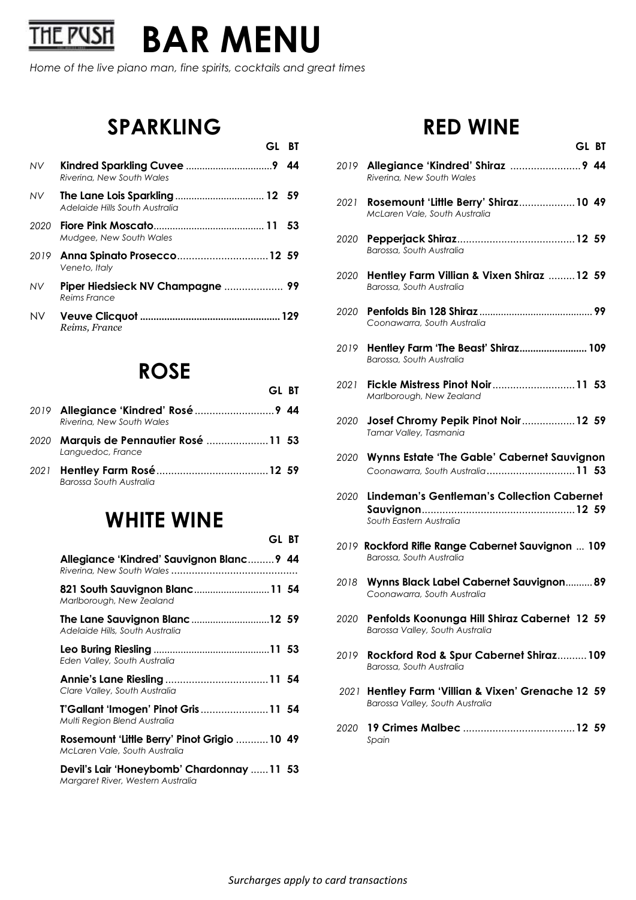# THE PUSH BAR MENU

*Home of the live piano man, fine spirits, cocktails and great times*

## SPARKLING

| | | GL | BT |
|---|---|---|---|
| *NV* | **Kindred Sparkling Cuvee** *Riverina, New South Wales* | 9 | 44 |
| *NV* | **The Lane Lois Sparkling** *Adelaide Hills South Australia* | 12 | 59 |
| *2020* | **Fiore Pink Moscato** *Mudgee, New South Wales* | 11 | 53 |
| *2019* | **Anna Spinato Prosecco** *Veneto, Italy* | 12 | 59 |
| *NV* | **Piper Hiedsieck NV Champagne** *Reims France* | | 99 |
| NV | **Veuve Clicquot** *Reims, France* | | 129 |

## ROSE

| | | GL | BT |
|---|---|---|---|
| *2019* | **Allegiance 'Kindred' Rosé** *Riverina, New South Wales* | 9 | 44 |
| *2020* | **Marquis de Pennautier Rosé** *Languedoc, France* | 11 | 53 |
| *2021* | **Hentley Farm Rosé** *Barossa South Australia* | 12 | 59 |

## WHITE WINE

| | GL | BT |
|---|---|---|
| **Allegiance 'Kindred' Sauvignon Blanc** *Riverina, New South Wales* | 9 | 44 |
| **821 South Sauvignon Blanc** *Marlborough, New Zealand* | 11 | 54 |
| **The Lane Sauvignon Blanc** *Adelaide Hills, South Australia* | 12 | 59 |
| **Leo Buring Riesling** *Eden Valley, South Australia* | 11 | 53 |
| **Annie's Lane Riesling** *Clare Valley, South Australia* | 11 | 54 |
| **T'Gallant 'Imogen' Pinot Gris** *Multi Region Blend Australia* | 11 | 54 |
| **Rosemount 'Little Berry' Pinot Grigio** *McLaren Vale, South Australia* | 10 | 49 |
| **Devil's Lair 'Honeybomb' Chardonnay** *Margaret River, Western Australia* | 11 | 53 |

## RED WINE

| | | GL | BT |
|---|---|---|---|
| *2019* | **Allegiance 'Kindred' Shiraz** *Riverina, New South Wales* | 9 | 44 |
| *2021* | **Rosemount 'Little Berry' Shiraz** *McLaren Vale, South Australia* | 10 | 49 |
| *2020* | **Pepperjack Shiraz** *Barossa, South Australia* | 12 | 59 |
| *2020* | **Hentley Farm Villian & Vixen Shiraz** *Barossa, South Australia* | 12 | 59 |
| *2020* | **Penfolds Bin 128 Shiraz** *Coonawarra, South Australia* | | 99 |
| *2019* | **Hentley Farm 'The Beast' Shiraz** *Barossa, South Australia* | | 109 |
| *2021* | **Fickle Mistress Pinot Noir** *Marlborough, New Zealand* | 11 | 53 |
| *2020* | **Josef Chromy Pepik Pinot Noir** *Tamar Valley, Tasmania* | 12 | 59 |
| *2020* | **Wynns Estate 'The Gable' Cabernet Sauvignon** *Coonawarra, South Australia* | 11 | 53 |
| *2020* | **Lindeman's Gentleman's Collection Cabernet Sauvignon** *South Eastern Australia* | 12 | 59 |
| *2019* | **Rockford Rifle Range Cabernet Sauvignon** *Barossa, South Australia* | | 109 |
| *2018* | **Wynns Black Label Cabernet Sauvignon** *Coonawarra, South Australia* | | 89 |
| *2020* | **Penfolds Koonunga Hill Shiraz Cabernet** *Barossa Valley, South Australia* | 12 | 59 |
| *2019* | **Rockford Rod & Spur Cabernet Shiraz** *Barossa, South Australia* | | 109 |
| *2021* | **Hentley Farm 'Villian & Vixen' Grenache** *Barossa Valley, South Australia* | 12 | 59 |
| *2020* | **19 Crimes Malbec** *Spain* | 12 | 59 |

*Surcharges apply to card transactions*